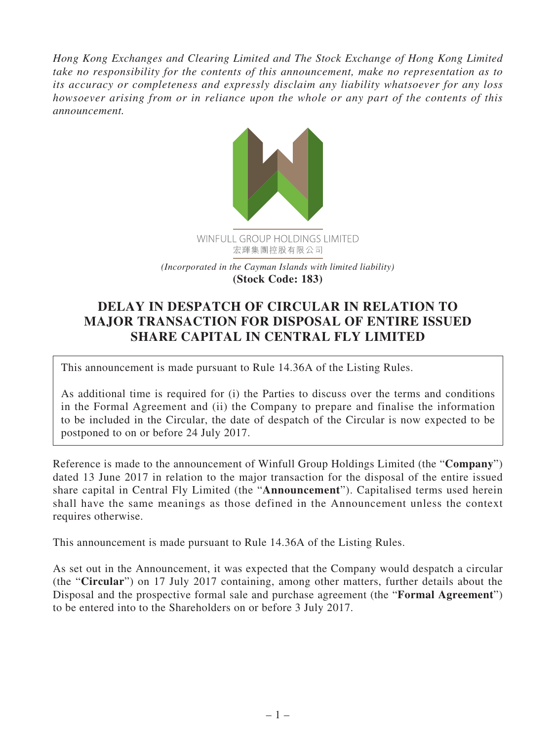*Hong Kong Exchanges and Clearing Limited and The Stock Exchange of Hong Kong Limited take no responsibility for the contents of this announcement, make no representation as to its accuracy or completeness and expressly disclaim any liability whatsoever for any loss howsoever arising from or in reliance upon the whole or any part of the contents of this announcement.*

WINFULL GROUP HOLDINGS LIMITED
宏輝集團控股有限公司

*(Incorporated in the Cayman Islands with limited liability)*
**(Stock Code: 183)**

# DELAY IN DESPATCH OF CIRCULAR IN RELATION TO MAJOR TRANSACTION FOR DISPOSAL OF ENTIRE ISSUED SHARE CAPITAL IN CENTRAL FLY LIMITED

This announcement is made pursuant to Rule 14.36A of the Listing Rules.

As additional time is required for (i) the Parties to discuss over the terms and conditions in the Formal Agreement and (ii) the Company to prepare and finalise the information to be included in the Circular, the date of despatch of the Circular is now expected to be postponed to on or before 24 July 2017.

Reference is made to the announcement of Winfull Group Holdings Limited (the "**Company**") dated 13 June 2017 in relation to the major transaction for the disposal of the entire issued share capital in Central Fly Limited (the "**Announcement**"). Capitalised terms used herein shall have the same meanings as those defined in the Announcement unless the context requires otherwise.

This announcement is made pursuant to Rule 14.36A of the Listing Rules.

As set out in the Announcement, it was expected that the Company would despatch a circular (the "**Circular**") on 17 July 2017 containing, among other matters, further details about the Disposal and the prospective formal sale and purchase agreement (the "**Formal Agreement**") to be entered into to the Shareholders on or before 3 July 2017.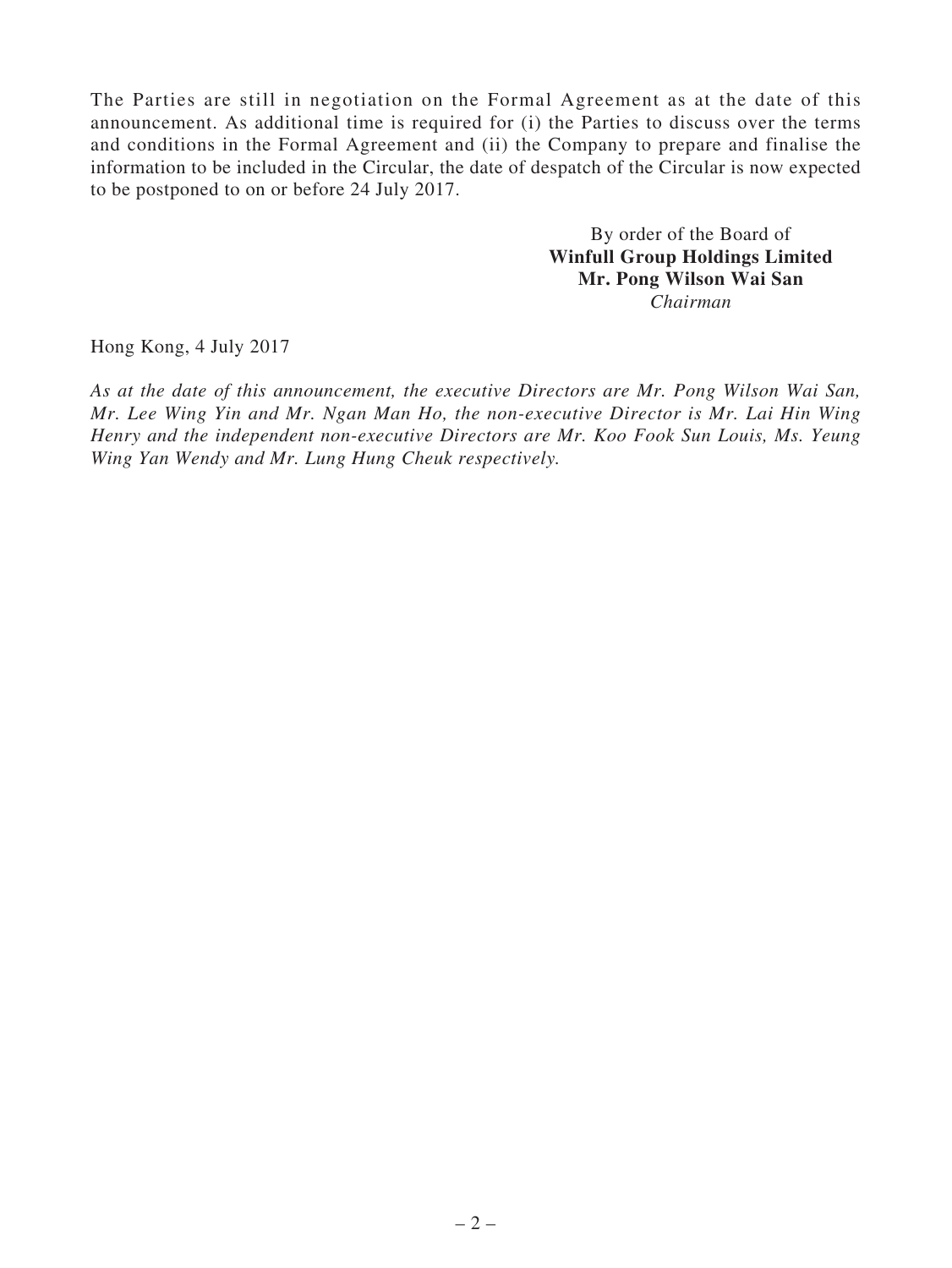The Parties are still in negotiation on the Formal Agreement as at the date of this announcement. As additional time is required for (i) the Parties to discuss over the terms and conditions in the Formal Agreement and (ii) the Company to prepare and finalise the information to be included in the Circular, the date of despatch of the Circular is now expected to be postponed to on or before 24 July 2017.

By order of the Board of
**Winfull Group Holdings Limited**
**Mr. Pong Wilson Wai San**
*Chairman*

Hong Kong, 4 July 2017

*As at the date of this announcement, the executive Directors are Mr. Pong Wilson Wai San, Mr. Lee Wing Yin and Mr. Ngan Man Ho, the non-executive Director is Mr. Lai Hin Wing Henry and the independent non-executive Directors are Mr. Koo Fook Sun Louis, Ms. Yeung Wing Yan Wendy and Mr. Lung Hung Cheuk respectively.*